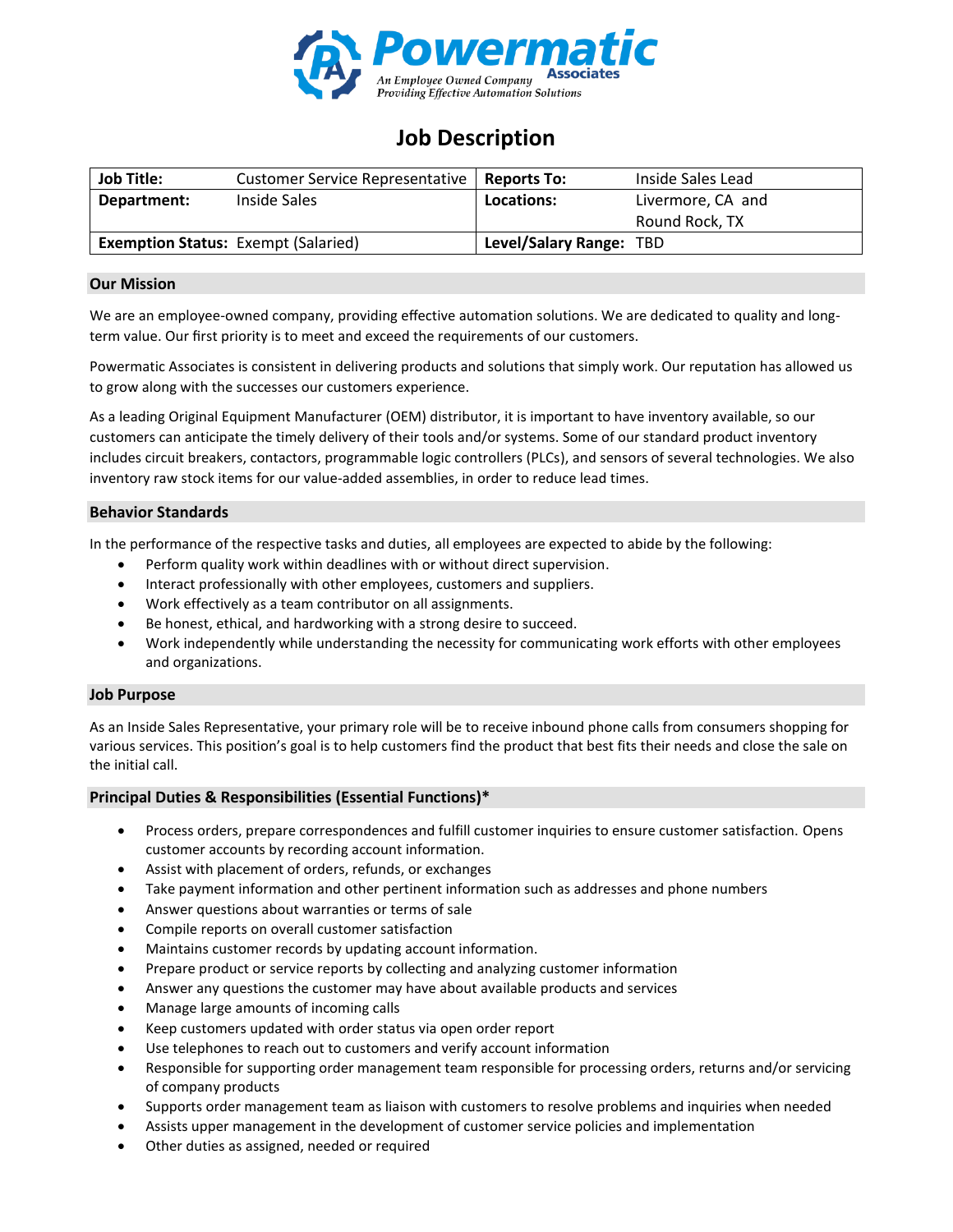Powermatic Associates
An Employee Owned Company
Providing Effective Automation Solutions

# Job Description

| **Job Title:** | Customer Service Representative | **Reports To:** | Inside Sales Lead |
|---|---|---|---|
| **Department:** | Inside Sales | **Locations:** | Livermore, CA and Round Rock, TX |
| **Exemption Status:** | Exempt (Salaried) | **Level/Salary Range:** | TBD |

## Our Mission

We are an employee-owned company, providing effective automation solutions. We are dedicated to quality and long-term value. Our first priority is to meet and exceed the requirements of our customers.

Powermatic Associates is consistent in delivering products and solutions that simply work. Our reputation has allowed us to grow along with the successes our customers experience.

As a leading Original Equipment Manufacturer (OEM) distributor, it is important to have inventory available, so our customers can anticipate the timely delivery of their tools and/or systems. Some of our standard product inventory includes circuit breakers, contactors, programmable logic controllers (PLCs), and sensors of several technologies. We also inventory raw stock items for our value-added assemblies, in order to reduce lead times.

## Behavior Standards

In the performance of the respective tasks and duties, all employees are expected to abide by the following:

- Perform quality work within deadlines with or without direct supervision.
- Interact professionally with other employees, customers and suppliers.
- Work effectively as a team contributor on all assignments.
- Be honest, ethical, and hardworking with a strong desire to succeed.
- Work independently while understanding the necessity for communicating work efforts with other employees and organizations.

## Job Purpose

As an Inside Sales Representative, your primary role will be to receive inbound phone calls from consumers shopping for various services. This position's goal is to help customers find the product that best fits their needs and close the sale on the initial call.

## Principal Duties & Responsibilities (Essential Functions)*

- Process orders, prepare correspondences and fulfill customer inquiries to ensure customer satisfaction. Opens customer accounts by recording account information.
- Assist with placement of orders, refunds, or exchanges
- Take payment information and other pertinent information such as addresses and phone numbers
- Answer questions about warranties or terms of sale
- Compile reports on overall customer satisfaction
- Maintains customer records by updating account information.
- Prepare product or service reports by collecting and analyzing customer information
- Answer any questions the customer may have about available products and services
- Manage large amounts of incoming calls
- Keep customers updated with order status via open order report
- Use telephones to reach out to customers and verify account information
- Responsible for supporting order management team responsible for processing orders, returns and/or servicing of company products
- Supports order management team as liaison with customers to resolve problems and inquiries when needed
- Assists upper management in the development of customer service policies and implementation
- Other duties as assigned, needed or required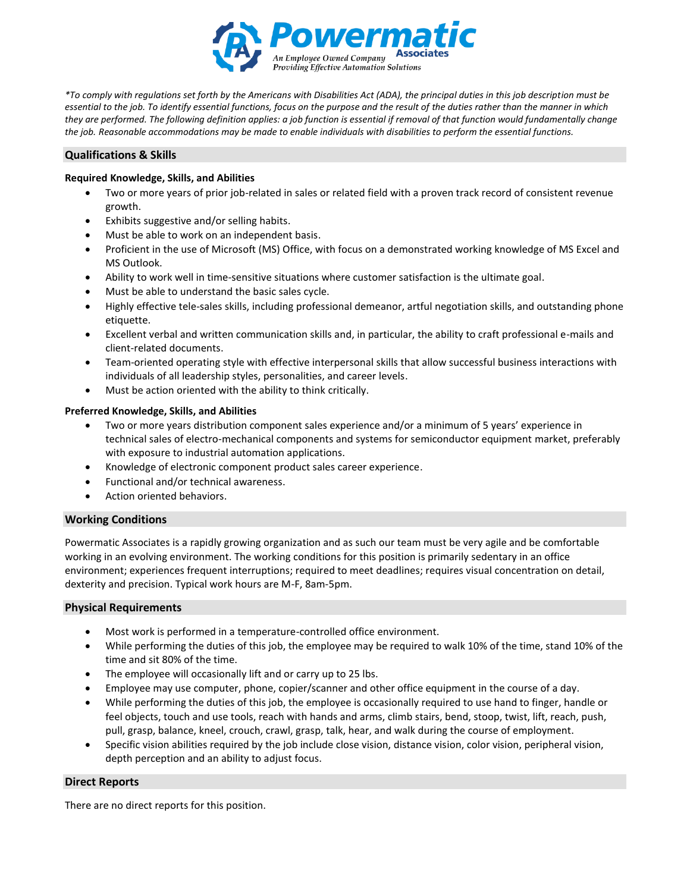*To comply with regulations set forth by the Americans with Disabilities Act (ADA), the principal duties in this job description must be essential to the job. To identify essential functions, focus on the purpose and the result of the duties rather than the manner in which they are performed. The following definition applies: a job function is essential if removal of that function would fundamentally change the job. Reasonable accommodations may be made to enable individuals with disabilities to perform the essential functions.*

## Qualifications & Skills

**Required Knowledge, Skills, and Abilities**

- Two or more years of prior job-related in sales or related field with a proven track record of consistent revenue growth.
- Exhibits suggestive and/or selling habits.
- Must be able to work on an independent basis.
- Proficient in the use of Microsoft (MS) Office, with focus on a demonstrated working knowledge of MS Excel and MS Outlook.
- Ability to work well in time-sensitive situations where customer satisfaction is the ultimate goal.
- Must be able to understand the basic sales cycle.
- Highly effective tele-sales skills, including professional demeanor, artful negotiation skills, and outstanding phone etiquette.
- Excellent verbal and written communication skills and, in particular, the ability to craft professional e-mails and client-related documents.
- Team-oriented operating style with effective interpersonal skills that allow successful business interactions with individuals of all leadership styles, personalities, and career levels.
- Must be action oriented with the ability to think critically.

**Preferred Knowledge, Skills, and Abilities**

- Two or more years distribution component sales experience and/or a minimum of 5 years' experience in technical sales of electro-mechanical components and systems for semiconductor equipment market, preferably with exposure to industrial automation applications.
- Knowledge of electronic component product sales career experience.
- Functional and/or technical awareness.
- Action oriented behaviors.

## Working Conditions

Powermatic Associates is a rapidly growing organization and as such our team must be very agile and be comfortable working in an evolving environment. The working conditions for this position is primarily sedentary in an office environment; experiences frequent interruptions; required to meet deadlines; requires visual concentration on detail, dexterity and precision. Typical work hours are M-F, 8am-5pm.

## Physical Requirements

- Most work is performed in a temperature-controlled office environment.
- While performing the duties of this job, the employee may be required to walk 10% of the time, stand 10% of the time and sit 80% of the time.
- The employee will occasionally lift and or carry up to 25 lbs.
- Employee may use computer, phone, copier/scanner and other office equipment in the course of a day.
- While performing the duties of this job, the employee is occasionally required to use hand to finger, handle or feel objects, touch and use tools, reach with hands and arms, climb stairs, bend, stoop, twist, lift, reach, push, pull, grasp, balance, kneel, crouch, crawl, grasp, talk, hear, and walk during the course of employment.
- Specific vision abilities required by the job include close vision, distance vision, color vision, peripheral vision, depth perception and an ability to adjust focus.

## Direct Reports

There are no direct reports for this position.